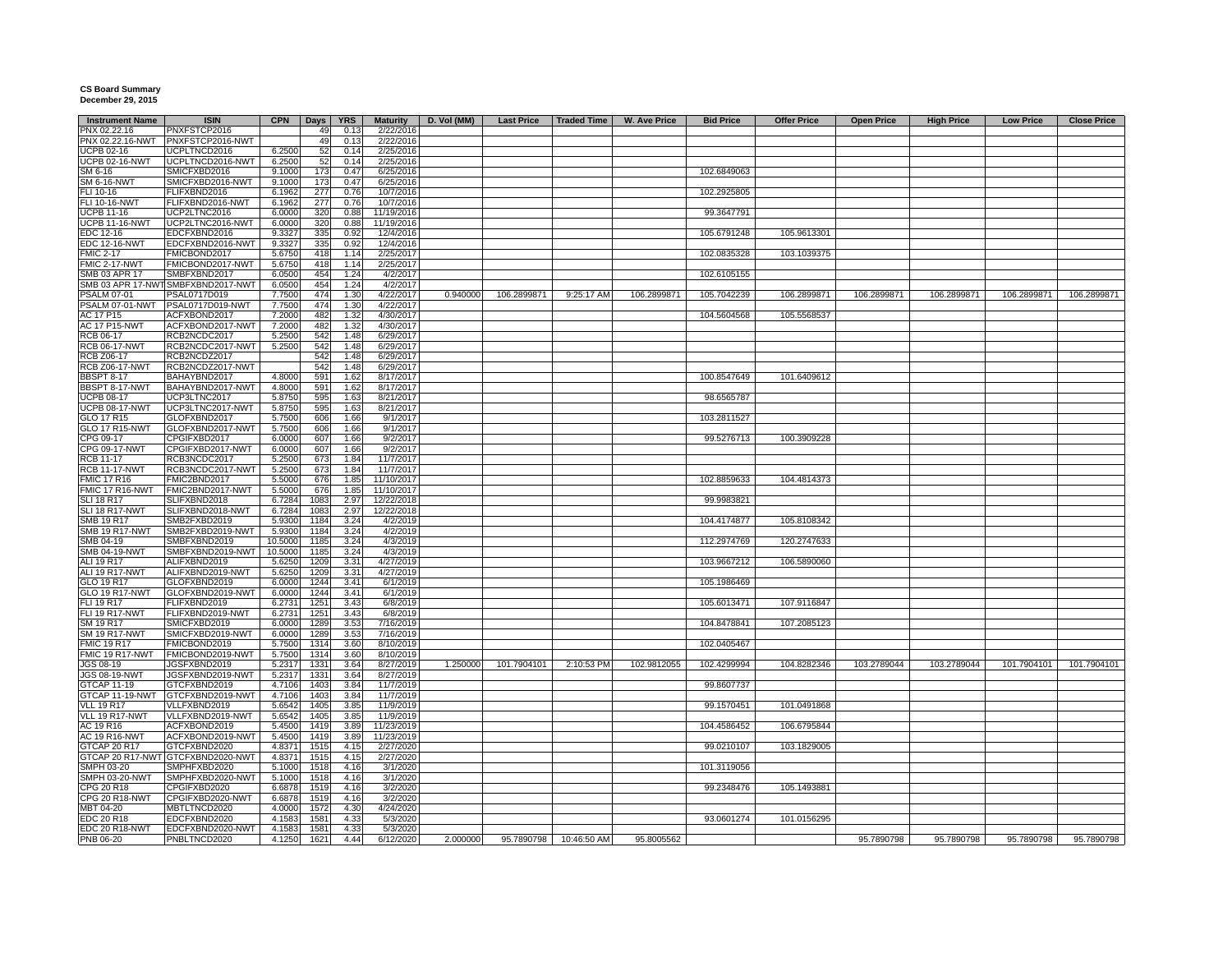**CS Board Summary**
**December 29, 2015**

| Instrument Name | ISIN | CPN | Days | YRS | Maturity | D. Vol (MM) | Last Price | Traded Time | W. Ave Price | Bid Price | Offer Price | Open Price | High Price | Low Price | Close Price |
|---|---|---|---|---|---|---|---|---|---|---|---|---|---|---|---|
| PNX 02.22.16 | PNXFSTCP2016 | | 49 | 0.13 | 2/22/2016 | | | | | | | | | | |
| PNX 02.22.16-NWT | PNXFSTCP2016-NWT | | 49 | 0.13 | 2/22/2016 | | | | | | | | | | |
| UCPB 02-16 | UCPLTNCD2016 | 6.2500 | 52 | 0.14 | 2/25/2016 | | | | | | | | | | |
| UCPB 02-16-NWT | UCPLTNCD2016-NWT | 6.2500 | 52 | 0.14 | 2/25/2016 | | | | | | | | | | |
| SM 6-16 | SMICFXBD2016 | 9.1000 | 173 | 0.47 | 6/25/2016 | | | | | 102.6849063 | | | | | |
| SM 6-16-NWT | SMICFXBD2016-NWT | 9.1000 | 173 | 0.47 | 6/25/2016 | | | | | | | | | | |
| FLI 10-16 | FLIFXBND2016 | 6.1962 | 277 | 0.76 | 10/7/2016 | | | | | 102.2925805 | | | | | |
| FLI 10-16-NWT | FLIFXBND2016-NWT | 6.1962 | 277 | 0.76 | 10/7/2016 | | | | | | | | | | |
| UCPB 11-16 | UCP2LTNC2016 | 6.0000 | 320 | 0.88 | 11/19/2016 | | | | | 99.3647791 | | | | | |
| UCPB 11-16-NWT | UCP2LTNC2016-NWT | 6.0000 | 320 | 0.88 | 11/19/2016 | | | | | | | | | | |
| EDC 12-16 | EDCFXBND2016 | 9.3327 | 335 | 0.92 | 12/4/2016 | | | | | 105.6791248 | 105.9613301 | | | | |
| EDC 12-16-NWT | EDCFXBND2016-NWT | 9.3327 | 335 | 0.92 | 12/4/2016 | | | | | | | | | | |
| FMIC 2-17 | FMICBOND2017 | 5.6750 | 418 | 1.14 | 2/25/2017 | | | | | 102.0835328 | 103.1039375 | | | | |
| FMIC 2-17-NWT | FMICBOND2017-NWT | 5.6750 | 418 | 1.14 | 2/25/2017 | | | | | | | | | | |
| SMB 03 APR 17 | SMBFXBND2017 | 6.0500 | 454 | 1.24 | 4/2/2017 | | | | | 102.6105155 | | | | | |
| SMB 03 APR 17-NWT | SMBFXBND2017-NWT | 6.0500 | 454 | 1.24 | 4/2/2017 | | | | | | | | | | |
| PSALM 07-01 | PSAL0717D019 | 7.7500 | 474 | 1.30 | 4/22/2017 | 0.940000 | 106.2899871 | 9:25:17 AM | 106.2899871 | 105.7042239 | 106.2899871 | 106.2899871 | 106.2899871 | 106.2899871 | 106.2899871 |
| PSALM 07-01-NWT | PSAL0717D019-NWT | 7.7500 | 474 | 1.30 | 4/22/2017 | | | | | | | | | | |
| AC 17 P15 | ACFXBOND2017 | 7.2000 | 482 | 1.32 | 4/30/2017 | | | | | 104.5604568 | 105.5568537 | | | | |
| AC 17 P15-NWT | ACFXBOND2017-NWT | 7.2000 | 482 | 1.32 | 4/30/2017 | | | | | | | | | | |
| RCB 06-17 | RCB2NCDC2017 | 5.2500 | 542 | 1.48 | 6/29/2017 | | | | | | | | | | |
| RCB 06-17-NWT | RCB2NCDC2017-NWT | 5.2500 | 542 | 1.48 | 6/29/2017 | | | | | | | | | | |
| RCB Z06-17 | RCB2NCDZ2017 | | 542 | 1.48 | 6/29/2017 | | | | | | | | | | |
| RCB Z06-17-NWT | RCB2NCDZ2017-NWT | | 542 | 1.48 | 6/29/2017 | | | | | | | | | | |
| BBSPT 8-17 | BAHAYBND2017 | 4.8000 | 591 | 1.62 | 8/17/2017 | | | | | 100.8547649 | 101.6409612 | | | | |
| BBSPT 8-17-NWT | BAHAYBND2017-NWT | 4.8000 | 591 | 1.62 | 8/17/2017 | | | | | | | | | | |
| UCPB 08-17 | UCP3LTNC2017 | 5.8750 | 595 | 1.63 | 8/21/2017 | | | | | 98.6565787 | | | | | |
| UCPB 08-17-NWT | UCP3LTNC2017-NWT | 5.8750 | 595 | 1.63 | 8/21/2017 | | | | | | | | | | |
| GLO 17 R15 | GLOFXBND2017 | 5.7500 | 606 | 1.66 | 9/1/2017 | | | | | 103.2811527 | | | | | |
| GLO 17 R15-NWT | GLOFXBND2017-NWT | 5.7500 | 606 | 1.66 | 9/1/2017 | | | | | | | | | | |
| CPG 09-17 | CPGIFXBD2017 | 6.0000 | 607 | 1.66 | 9/2/2017 | | | | | 99.5276713 | 100.3909228 | | | | |
| CPG 09-17-NWT | CPGIFXBD2017-NWT | 6.0000 | 607 | 1.66 | 9/2/2017 | | | | | | | | | | |
| RCB 11-17 | RCB3NCDC2017 | 5.2500 | 673 | 1.84 | 11/7/2017 | | | | | | | | | | |
| RCB 11-17-NWT | RCB3NCDC2017-NWT | 5.2500 | 673 | 1.84 | 11/7/2017 | | | | | | | | | | |
| FMIC 17 R16 | FMIC2BND2017 | 5.5000 | 676 | 1.85 | 11/10/2017 | | | | | 102.8859633 | 104.4814373 | | | | |
| FMIC 17 R16-NWT | FMIC2BND2017-NWT | 5.5000 | 676 | 1.85 | 11/10/2017 | | | | | | | | | | |
| SLI 18 R17 | SLIFXBND2018 | 6.7284 | 1083 | 2.97 | 12/22/2018 | | | | | 99.9983821 | | | | | |
| SLI 18 R17-NWT | SLIFXBND2018-NWT | 6.7284 | 1083 | 2.97 | 12/22/2018 | | | | | | | | | | |
| SMB 19 R17 | SMB2FXBD2019 | 5.9300 | 1184 | 3.24 | 4/2/2019 | | | | | 104.4174877 | 105.8108342 | | | | |
| SMB 19 R17-NWT | SMB2FXBD2019-NWT | 5.9300 | 1184 | 3.24 | 4/2/2019 | | | | | | | | | | |
| SMB 04-19 | SMBFXBND2019 | 10.5000 | 1185 | 3.24 | 4/3/2019 | | | | | 112.2974769 | 120.2747633 | | | | |
| SMB 04-19-NWT | SMBFXBND2019-NWT | 10.5000 | 1185 | 3.24 | 4/3/2019 | | | | | | | | | | |
| ALI 19 R17 | ALIFXBND2019 | 5.6250 | 1209 | 3.31 | 4/27/2019 | | | | | 103.9667212 | 106.5890060 | | | | |
| ALI 19 R17-NWT | ALIFXBND2019-NWT | 5.6250 | 1209 | 3.31 | 4/27/2019 | | | | | | | | | | |
| GLO 19 R17 | GLOFXBND2019 | 6.0000 | 1244 | 3.41 | 6/1/2019 | | | | | 105.1986469 | | | | | |
| GLO 19 R17-NWT | GLOFXBND2019-NWT | 6.0000 | 1244 | 3.41 | 6/1/2019 | | | | | | | | | | |
| FLI 19 R17 | FLIFXBND2019 | 6.2731 | 1251 | 3.43 | 6/8/2019 | | | | | 105.6013471 | 107.9116847 | | | | |
| FLI 19 R17-NWT | FLIFXBND2019-NWT | 6.2731 | 1251 | 3.43 | 6/8/2019 | | | | | | | | | | |
| SM 19 R17 | SMICFXBD2019 | 6.0000 | 1289 | 3.53 | 7/16/2019 | | | | | 104.8478841 | 107.2085123 | | | | |
| SM 19 R17-NWT | SMICFXBD2019-NWT | 6.0000 | 1289 | 3.53 | 7/16/2019 | | | | | | | | | | |
| FMIC 19 R17 | FMICBOND2019 | 5.7500 | 1314 | 3.60 | 8/10/2019 | | | | | 102.0405467 | | | | | |
| FMIC 19 R17-NWT | FMICBOND2019-NWT | 5.7500 | 1314 | 3.60 | 8/10/2019 | | | | | | | | | | |
| JGS 08-19 | JGSFXBND2019 | 5.2317 | 1331 | 3.64 | 8/27/2019 | 1.250000 | 101.7904101 | 2:10:53 PM | 102.9812055 | 102.4299994 | 104.8282346 | 103.2789044 | 103.2789044 | 101.7904101 | 101.7904101 |
| JGS 08-19-NWT | JGSFXBND2019-NWT | 5.2317 | 1331 | 3.64 | 8/27/2019 | | | | | | | | | | |
| GTCAP 11-19 | GTCFXBND2019 | 4.7106 | 1403 | 3.84 | 11/7/2019 | | | | | 99.8607737 | | | | | |
| GTCAP 11-19-NWT | GTCFXBND2019-NWT | 4.7106 | 1403 | 3.84 | 11/7/2019 | | | | | | | | | | |
| VLL 19 R17 | VLLFXBND2019 | 5.6542 | 1405 | 3.85 | 11/9/2019 | | | | | 99.1570451 | 101.0491868 | | | | |
| VLL 19 R17-NWT | VLLFXBND2019-NWT | 5.6542 | 1405 | 3.85 | 11/9/2019 | | | | | | | | | | |
| AC 19 R16 | ACFXBOND2019 | 5.4500 | 1419 | 3.89 | 11/23/2019 | | | | | 104.4586452 | 106.6795844 | | | | |
| AC 19 R16-NWT | ACFXBOND2019-NWT | 5.4500 | 1419 | 3.89 | 11/23/2019 | | | | | | | | | | |
| GTCAP 20 R17 | GTCFXBND2020 | 4.8371 | 1515 | 4.15 | 2/27/2020 | | | | | 99.0210107 | 103.1829005 | | | | |
| GTCAP 20 R17-NWT | GTCFXBND2020-NWT | 4.8371 | 1515 | 4.15 | 2/27/2020 | | | | | | | | | | |
| SMPH 03-20 | SMPHFXBD2020 | 5.1000 | 1518 | 4.16 | 3/1/2020 | | | | | 101.3119056 | | | | | |
| SMPH 03-20-NWT | SMPHFXBD2020-NWT | 5.1000 | 1518 | 4.16 | 3/1/2020 | | | | | | | | | | |
| CPG 20 R18 | CPGIFXBD2020 | 6.6878 | 1519 | 4.16 | 3/2/2020 | | | | | 99.2348476 | 105.1493881 | | | | |
| CPG 20 R18-NWT | CPGIFXBD2020-NWT | 6.6878 | 1519 | 4.16 | 3/2/2020 | | | | | | | | | | |
| MBT 04-20 | MBTLTNCD2020 | 4.0000 | 1572 | 4.30 | 4/24/2020 | | | | | | | | | | |
| EDC 20 R18 | EDCFXBND2020 | 4.1583 | 1581 | 4.33 | 5/3/2020 | | | | | 93.0601274 | 101.0156295 | | | | |
| EDC 20 R18-NWT | EDCFXBND2020-NWT | 4.1583 | 1581 | 4.33 | 5/3/2020 | | | | | | | | | | |
| PNB 06-20 | PNBLTNCD2020 | 4.1250 | 1621 | 4.44 | 6/12/2020 | 2.000000 | 95.7890798 | 10:46:50 AM | 95.8005562 | | | 95.7890798 | 95.7890798 | 95.7890798 | 95.7890798 |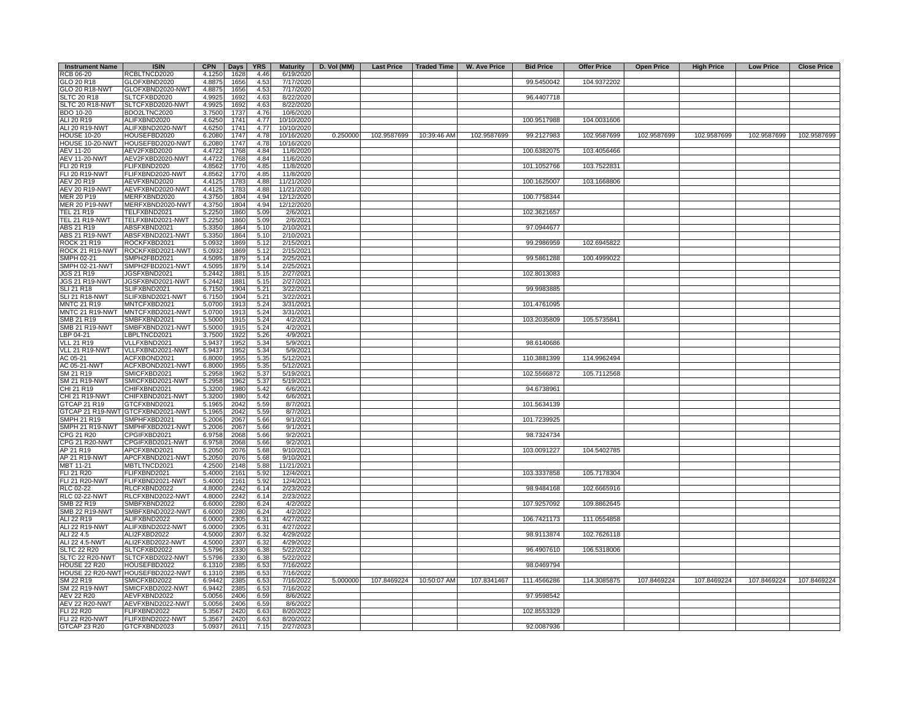| Instrument Name | ISIN | CPN | Days | YRS | Maturity | D. Vol (MM) | Last Price | Traded Time | W. Ave Price | Bid Price | Offer Price | Open Price | High Price | Low Price | Close Price |
|---|---|---|---|---|---|---|---|---|---|---|---|---|---|---|---|
| RCB 06-20 | RCBLTNCD2020 | 4.1250 | 1628 | 4.46 | 6/19/2020 | | | | | | | | | | |
| GLO 20 R18 | GLOFXBND2020 | 4.8875 | 1656 | 4.53 | 7/17/2020 | | | | | 99.5450042 | 104.9372202 | | | | |
| GLO 20 R18-NWT | GLOFXBND2020-NWT | 4.8875 | 1656 | 4.53 | 7/17/2020 | | | | | | | | | | |
| SLTC 20 R18 | SLTCFXBD2020 | 4.9925 | 1692 | 4.63 | 8/22/2020 | | | | | 96.4407718 | | | | | |
| SLTC 20 R18-NWT | SLTCFXBD2020-NWT | 4.9925 | 1692 | 4.63 | 8/22/2020 | | | | | | | | | | |
| BDO 10-20 | BDO2LTNC2020 | 3.7500 | 1737 | 4.76 | 10/6/2020 | | | | | | | | | | |
| ALI 20 R19 | ALIFXBND2020 | 4.6250 | 1741 | 4.77 | 10/10/2020 | | | | | 100.9517988 | 104.0031606 | | | | |
| ALI 20 R19-NWT | ALIFXBND2020-NWT | 4.6250 | 1741 | 4.77 | 10/10/2020 | | | | | | | | | | |
| HOUSE 10-20 | HOUSEFBD2020 | 6.2080 | 1747 | 4.78 | 10/16/2020 | 0.250000 | 102.9587699 | 10:39:46 AM | 102.9587699 | 99.2127983 | 102.9587699 | 102.9587699 | 102.9587699 | 102.9587699 | 102.9587699 |
| HOUSE 10-20-NWT | HOUSEFBD2020-NWT | 6.2080 | 1747 | 4.78 | 10/16/2020 | | | | | | | | | | |
| AEV 11-20 | AEV2FXBD2020 | 4.4722 | 1768 | 4.84 | 11/6/2020 | | | | | 100.6382075 | 103.4056466 | | | | |
| AEV 11-20-NWT | AEV2FXBD2020-NWT | 4.4722 | 1768 | 4.84 | 11/6/2020 | | | | | | | | | | |
| FLI 20 R19 | FLIFXBND2020 | 4.8562 | 1770 | 4.85 | 11/8/2020 | | | | | 101.1052766 | 103.7522831 | | | | |
| FLI 20 R19-NWT | FLIFXBND2020-NWT | 4.8562 | 1770 | 4.85 | 11/8/2020 | | | | | | | | | | |
| AEV 20 R19 | AEVFXBND2020 | 4.4125 | 1783 | 4.88 | 11/21/2020 | | | | | 100.1625007 | 103.1668806 | | | | |
| AEV 20 R19-NWT | AEVFXBND2020-NWT | 4.4125 | 1783 | 4.88 | 11/21/2020 | | | | | | | | | | |
| MER 20 P19 | MERFXBND2020 | 4.3750 | 1804 | 4.94 | 12/12/2020 | | | | | 100.7758344 | | | | | |
| MER 20 P19-NWT | MERFXBND2020-NWT | 4.3750 | 1804 | 4.94 | 12/12/2020 | | | | | | | | | | |
| TEL 21 R19 | TELFXBND2021 | 5.2250 | 1860 | 5.09 | 2/6/2021 | | | | | 102.3621657 | | | | | |
| TEL 21 R19-NWT | TELFXBND2021-NWT | 5.2250 | 1860 | 5.09 | 2/6/2021 | | | | | | | | | | |
| ABS 21 R19 | ABSFXBND2021 | 5.3350 | 1864 | 5.10 | 2/10/2021 | | | | | 97.0944677 | | | | | |
| ABS 21 R19-NWT | ABSFXBND2021-NWT | 5.3350 | 1864 | 5.10 | 2/10/2021 | | | | | | | | | | |
| ROCK 21 R19 | ROCKFXBD2021 | 5.0932 | 1869 | 5.12 | 2/15/2021 | | | | | 99.2986959 | 102.6945822 | | | | |
| ROCK 21 R19-NWT | ROCKFXBD2021-NWT | 5.0932 | 1869 | 5.12 | 2/15/2021 | | | | | | | | | | |
| SMPH 02-21 | SMPH2FBD2021 | 4.5095 | 1879 | 5.14 | 2/25/2021 | | | | | 99.5861288 | 100.4999022 | | | | |
| SMPH 02-21-NWT | SMPH2FBD2021-NWT | 4.5095 | 1879 | 5.14 | 2/25/2021 | | | | | | | | | | |
| JGS 21 R19 | JGSFXBND2021 | 5.2442 | 1881 | 5.15 | 2/27/2021 | | | | | 102.8013083 | | | | | |
| JGS 21 R19-NWT | JGSFXBND2021-NWT | 5.2442 | 1881 | 5.15 | 2/27/2021 | | | | | | | | | | |
| SLI 21 R18 | SLIFXBND2021 | 6.7150 | 1904 | 5.21 | 3/22/2021 | | | | | 99.9983885 | | | | | |
| SLI 21 R18-NWT | SLIFXBND2021-NWT | 6.7150 | 1904 | 5.21 | 3/22/2021 | | | | | | | | | | |
| MNTC 21 R19 | MNTCFXBD2021 | 5.0700 | 1913 | 5.24 | 3/31/2021 | | | | | 101.4761095 | | | | | |
| MNTC 21 R19-NWT | MNTCFXBD2021-NWT | 5.0700 | 1913 | 5.24 | 3/31/2021 | | | | | | | | | | |
| SMB 21 R19 | SMBFXBND2021 | 5.5000 | 1915 | 5.24 | 4/2/2021 | | | | | 103.2035809 | 105.5735841 | | | | |
| SMB 21 R19-NWT | SMBFXBND2021-NWT | 5.5000 | 1915 | 5.24 | 4/2/2021 | | | | | | | | | | |
| LBP 04-21 | LBPLTNCD2021 | 3.7500 | 1922 | 5.26 | 4/9/2021 | | | | | | | | | | |
| VLL 21 R19 | VLLFXBND2021 | 5.9437 | 1952 | 5.34 | 5/9/2021 | | | | | 98.6140686 | | | | | |
| VLL 21 R19-NWT | VLLFXBND2021-NWT | 5.9437 | 1952 | 5.34 | 5/9/2021 | | | | | | | | | | |
| AC 05-21 | ACFXBOND2021 | 6.8000 | 1955 | 5.35 | 5/12/2021 | | | | | 110.3881399 | 114.9962494 | | | | |
| AC 05-21-NWT | ACFXBOND2021-NWT | 6.8000 | 1955 | 5.35 | 5/12/2021 | | | | | | | | | | |
| SM 21 R19 | SMICFXBD2021 | 5.2958 | 1962 | 5.37 | 5/19/2021 | | | | | 102.5566872 | 105.7112568 | | | | |
| SM 21 R19-NWT | SMICFXBD2021-NWT | 5.2958 | 1962 | 5.37 | 5/19/2021 | | | | | | | | | | |
| CHI 21 R19 | CHIFXBND2021 | 5.3200 | 1980 | 5.42 | 6/6/2021 | | | | | 94.6738961 | | | | | |
| CHI 21 R19-NWT | CHIFXBND2021-NWT | 5.3200 | 1980 | 5.42 | 6/6/2021 | | | | | | | | | | |
| GTCAP 21 R19 | GTCFXBND2021 | 5.1965 | 2042 | 5.59 | 8/7/2021 | | | | | 101.5634139 | | | | | |
| GTCAP 21 R19-NWT | GTCFXBND2021-NWT | 5.1965 | 2042 | 5.59 | 8/7/2021 | | | | | | | | | | |
| SMPH 21 R19 | SMPHFXBD2021 | 5.2006 | 2067 | 5.66 | 9/1/2021 | | | | | 101.7239925 | | | | | |
| SMPH 21 R19-NWT | SMPHFXBD2021-NWT | 5.2006 | 2067 | 5.66 | 9/1/2021 | | | | | | | | | | |
| CPG 21 R20 | CPGIFXBD2021 | 6.9758 | 2068 | 5.66 | 9/2/2021 | | | | | 98.7324734 | | | | | |
| CPG 21 R20-NWT | CPGIFXBD2021-NWT | 6.9758 | 2068 | 5.66 | 9/2/2021 | | | | | | | | | | |
| AP 21 R19 | APCFXBND2021 | 5.2050 | 2076 | 5.68 | 9/10/2021 | | | | | 103.0091227 | 104.5402785 | | | | |
| AP 21 R19-NWT | APCFXBND2021-NWT | 5.2050 | 2076 | 5.68 | 9/10/2021 | | | | | | | | | | |
| MBT 11-21 | MBTLTNCD2021 | 4.2500 | 2148 | 5.88 | 11/21/2021 | | | | | | | | | | |
| FLI 21 R20 | FLIFXBND2021 | 5.4000 | 2161 | 5.92 | 12/4/2021 | | | | | 103.3337858 | 105.7178304 | | | | |
| FLI 21 R20-NWT | FLIFXBND2021-NWT | 5.4000 | 2161 | 5.92 | 12/4/2021 | | | | | | | | | | |
| RLC 02-22 | RLCFXBND2022 | 4.8000 | 2242 | 6.14 | 2/23/2022 | | | | | 98.9484168 | 102.6665916 | | | | |
| RLC 02-22-NWT | RLCFXBND2022-NWT | 4.8000 | 2242 | 6.14 | 2/23/2022 | | | | | | | | | | |
| SMB 22 R19 | SMBFXBND2022 | 6.6000 | 2280 | 6.24 | 4/2/2022 | | | | | 107.9257092 | 109.8862645 | | | | |
| SMB 22 R19-NWT | SMBFXBND2022-NWT | 6.6000 | 2280 | 6.24 | 4/2/2022 | | | | | | | | | | |
| ALI 22 R19 | ALIFXBND2022 | 6.0000 | 2305 | 6.31 | 4/27/2022 | | | | | 106.7421173 | 111.0554858 | | | | |
| ALI 22 R19-NWT | ALIFXBND2022-NWT | 6.0000 | 2305 | 6.31 | 4/27/2022 | | | | | | | | | | |
| ALI 22 4.5 | ALI2FXBD2022 | 4.5000 | 2307 | 6.32 | 4/29/2022 | | | | | 98.9113874 | 102.7626118 | | | | |
| ALI 22 4.5-NWT | ALI2FXBD2022-NWT | 4.5000 | 2307 | 6.32 | 4/29/2022 | | | | | | | | | | |
| SLTC 22 R20 | SLTCFXBD2022 | 5.5796 | 2330 | 6.38 | 5/22/2022 | | | | | 96.4907610 | 106.5318006 | | | | |
| SLTC 22 R20-NWT | SLTCFXBD2022-NWT | 5.5796 | 2330 | 6.38 | 5/22/2022 | | | | | | | | | | |
| HOUSE 22 R20 | HOUSEFBD2022 | 6.1310 | 2385 | 6.53 | 7/16/2022 | | | | | 98.0469794 | | | | | |
| HOUSE 22 R20-NWT | HOUSEFBD2022-NWT | 6.1310 | 2385 | 6.53 | 7/16/2022 | | | | | | | | | | |
| SM 22 R19 | SMICFXBD2022 | 6.9442 | 2385 | 6.53 | 7/16/2022 | 5.000000 | 107.8469224 | 10:50:07 AM | 107.8341467 | 111.4566286 | 114.3085875 | 107.8469224 | 107.8469224 | 107.8469224 | 107.8469224 |
| SM 22 R19-NWT | SMICFXBD2022-NWT | 6.9442 | 2385 | 6.53 | 7/16/2022 | | | | | | | | | | |
| AEV 22 R20 | AEVFXBND2022 | 5.0056 | 2406 | 6.59 | 8/6/2022 | | | | | 97.9598542 | | | | | |
| AEV 22 R20-NWT | AEVFXBND2022-NWT | 5.0056 | 2406 | 6.59 | 8/6/2022 | | | | | | | | | | |
| FLI 22 R20 | FLIFXBND2022 | 5.3567 | 2420 | 6.63 | 8/20/2022 | | | | | 102.8553329 | | | | | |
| FLI 22 R20-NWT | FLIFXBND2022-NWT | 5.3567 | 2420 | 6.63 | 8/20/2022 | | | | | | | | | | |
| GTCAP 23 R20 | GTCFXBND2023 | 5.0937 | 2611 | 7.15 | 2/27/2023 | | | | | 92.0087936 | | | | | |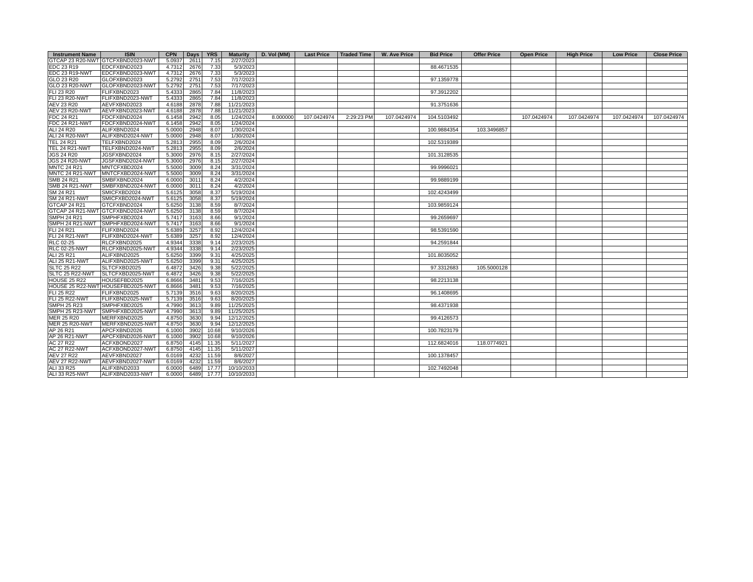| Instrument Name | ISIN | CPN | Days | YRS | Maturity | D. Vol (MM) | Last Price | Traded Time | W. Ave Price | Bid Price | Offer Price | Open Price | High Price | Low Price | Close Price |
|---|---|---|---|---|---|---|---|---|---|---|---|---|---|---|---|
| GTCAP 23 R20-NWT | GTCFXBND2023-NWT | 5.0937 | 2611 | 7.15 | 2/27/2023 | | | | | | | | | | |
| EDC 23 R19 | EDCFXBND2023 | 4.7312 | 2676 | 7.33 | 5/3/2023 | | | | | 88.4671535 | | | | | |
| EDC 23 R19-NWT | EDCFXBND2023-NWT | 4.7312 | 2676 | 7.33 | 5/3/2023 | | | | | | | | | | |
| GLO 23 R20 | GLOFXBND2023 | 5.2792 | 2751 | 7.53 | 7/17/2023 | | | | | 97.1359778 | | | | | |
| GLO 23 R20-NWT | GLOFXBND2023-NWT | 5.2792 | 2751 | 7.53 | 7/17/2023 | | | | | | | | | | |
| FLI 23 R20 | FLIFXBND2023 | 5.4333 | 2865 | 7.84 | 11/8/2023 | | | | | 97.3912202 | | | | | |
| FLI 23 R20-NWT | FLIFXBND2023-NWT | 5.4333 | 2865 | 7.84 | 11/8/2023 | | | | | | | | | | |
| AEV 23 R20 | AEVFXBND2023 | 4.6188 | 2878 | 7.88 | 11/21/2023 | | | | | 91.3751636 | | | | | |
| AEV 23 R20-NWT | AEVFXBND2023-NWT | 4.6188 | 2878 | 7.88 | 11/21/2023 | | | | | | | | | | |
| FDC 24 R21 | FDCFXBND2024 | 6.1458 | 2942 | 8.05 | 1/24/2024 | 8.000000 | 107.0424974 | 2:29:23 PM | 107.0424974 | 104.5103492 | | 107.0424974 | 107.0424974 | 107.0424974 | 107.0424974 |
| FDC 24 R21-NWT | FDCFXBND2024-NWT | 6.1458 | 2942 | 8.05 | 1/24/2024 | | | | | | | | | | |
| ALI 24 R20 | ALIFXBND2024 | 5.0000 | 2948 | 8.07 | 1/30/2024 | | | | | 100.9884354 | 103.3496857 | | | | |
| ALI 24 R20-NWT | ALIFXBND2024-NWT | 5.0000 | 2948 | 8.07 | 1/30/2024 | | | | | | | | | | |
| TEL 24 R21 | TELFXBND2024 | 5.2813 | 2955 | 8.09 | 2/6/2024 | | | | | 102.5319389 | | | | | |
| TEL 24 R21-NWT | TELFXBND2024-NWT | 5.2813 | 2955 | 8.09 | 2/6/2024 | | | | | | | | | | |
| JGS 24 R20 | JGSFXBND2024 | 5.3000 | 2976 | 8.15 | 2/27/2024 | | | | | 101.3128535 | | | | | |
| JGS 24 R20-NWT | JGSFXBND2024-NWT | 5.3000 | 2976 | 8.15 | 2/27/2024 | | | | | | | | | | |
| MNTC 24 R21 | MNTCFXBD2024 | 5.5000 | 3009 | 8.24 | 3/31/2024 | | | | | 99.9996021 | | | | | |
| MNTC 24 R21-NWT | MNTCFXBD2024-NWT | 5.5000 | 3009 | 8.24 | 3/31/2024 | | | | | | | | | | |
| SMB 24 R21 | SMBFXBND2024 | 6.0000 | 3011 | 8.24 | 4/2/2024 | | | | | 99.9889199 | | | | | |
| SMB 24 R21-NWT | SMBFXBND2024-NWT | 6.0000 | 3011 | 8.24 | 4/2/2024 | | | | | | | | | | |
| SM 24 R21 | SMICFXBD2024 | 5.6125 | 3058 | 8.37 | 5/19/2024 | | | | | 102.4243499 | | | | | |
| SM 24 R21-NWT | SMICFXBD2024-NWT | 5.6125 | 3058 | 8.37 | 5/19/2024 | | | | | | | | | | |
| GTCAP 24 R21 | GTCFXBND2024 | 5.6250 | 3138 | 8.59 | 8/7/2024 | | | | | 103.9859124 | | | | | |
| GTCAP 24 R21-NWT | GTCFXBND2024-NWT | 5.6250 | 3138 | 8.59 | 8/7/2024 | | | | | | | | | | |
| SMPH 24 R21 | SMPHFXBD2024 | 5.7417 | 3163 | 8.66 | 9/1/2024 | | | | | 99.2659697 | | | | | |
| SMPH 24 R21-NWT | SMPHFXBD2024-NWT | 5.7417 | 3163 | 8.66 | 9/1/2024 | | | | | | | | | | |
| FLI 24 R21 | FLIFXBND2024 | 5.6389 | 3257 | 8.92 | 12/4/2024 | | | | | 98.5391590 | | | | | |
| FLI 24 R21-NWT | FLIFXBND2024-NWT | 5.6389 | 3257 | 8.92 | 12/4/2024 | | | | | | | | | | |
| RLC 02-25 | RLCFXBND2025 | 4.9344 | 3338 | 9.14 | 2/23/2025 | | | | | 94.2591844 | | | | | |
| RLC 02-25-NWT | RLCFXBND2025-NWT | 4.9344 | 3338 | 9.14 | 2/23/2025 | | | | | | | | | | |
| ALI 25 R21 | ALIFXBND2025 | 5.6250 | 3399 | 9.31 | 4/25/2025 | | | | | 101.8035052 | | | | | |
| ALI 25 R21-NWT | ALIFXBND2025-NWT | 5.6250 | 3399 | 9.31 | 4/25/2025 | | | | | | | | | | |
| SLTC 25 R22 | SLTCFXBD2025 | 6.4872 | 3426 | 9.38 | 5/22/2025 | | | | | 97.3312683 | 105.5000128 | | | | |
| SLTC 25 R22-NWT | SLTCFXBD2025-NWT | 6.4872 | 3426 | 9.38 | 5/22/2025 | | | | | | | | | | |
| HOUSE 25 R22 | HOUSEFBD2025 | 6.8666 | 3481 | 9.53 | 7/16/2025 | | | | | 98.2213138 | | | | | |
| HOUSE 25 R22-NWT | HOUSEFBD2025-NWT | 6.8666 | 3481 | 9.53 | 7/16/2025 | | | | | | | | | | |
| FLI 25 R22 | FLIFXBND2025 | 5.7139 | 3516 | 9.63 | 8/20/2025 | | | | | 96.1408695 | | | | | |
| FLI 25 R22-NWT | FLIFXBND2025-NWT | 5.7139 | 3516 | 9.63 | 8/20/2025 | | | | | | | | | | |
| SMPH 25 R23 | SMPHFXBD2025 | 4.7990 | 3613 | 9.89 | 11/25/2025 | | | | | 98.4371938 | | | | | |
| SMPH 25 R23-NWT | SMPHFXBD2025-NWT | 4.7990 | 3613 | 9.89 | 11/25/2025 | | | | | | | | | | |
| MER 25 R20 | MERFXBND2025 | 4.8750 | 3630 | 9.94 | 12/12/2025 | | | | | 99.4126573 | | | | | |
| MER 25 R20-NWT | MERFXBND2025-NWT | 4.8750 | 3630 | 9.94 | 12/12/2025 | | | | | | | | | | |
| AP 26 R21 | APCFXBND2026 | 6.1000 | 3902 | 10.68 | 9/10/2026 | | | | | 100.7823179 | | | | | |
| AP 26 R21-NWT | APCFXBND2026-NWT | 6.1000 | 3902 | 10.68 | 9/10/2026 | | | | | | | | | | |
| AC 27 R22 | ACFXBOND2027 | 6.8750 | 4145 | 11.35 | 5/11/2027 | | | | | 112.6824016 | 118.0774921 | | | | |
| AC 27 R22-NWT | ACFXBOND2027-NWT | 6.8750 | 4145 | 11.35 | 5/11/2027 | | | | | | | | | | |
| AEV 27 R22 | AEVFXBND2027 | 6.0169 | 4232 | 11.59 | 8/6/2027 | | | | | 100.1378457 | | | | | |
| AEV 27 R22-NWT | AEVFXBND2027-NWT | 6.0169 | 4232 | 11.59 | 8/6/2027 | | | | | | | | | | |
| ALI 33 R25 | ALIFXBND2033 | 6.0000 | 6489 | 17.77 | 10/10/2033 | | | | | 102.7492048 | | | | | |
| ALI 33 R25-NWT | ALIFXBND2033-NWT | 6.0000 | 6489 | 17.77 | 10/10/2033 | | | | | | | | | | |